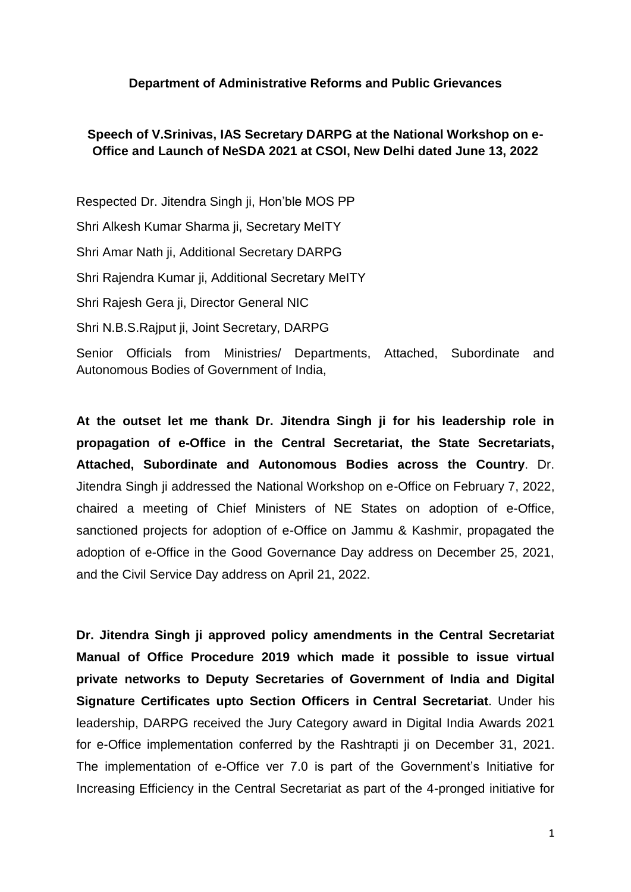**Department of Administrative Reforms and Public Grievances**

**Speech of V.Srinivas, IAS Secretary DARPG at the National Workshop on e-Office and Launch of NeSDA 2021 at CSOI, New Delhi dated June 13, 2022**

Respected Dr. Jitendra Singh ji, Hon'ble MOS PP

Shri Alkesh Kumar Sharma ji, Secretary MeITY

Shri Amar Nath ji, Additional Secretary DARPG

Shri Rajendra Kumar ji, Additional Secretary MeITY

Shri Rajesh Gera ji, Director General NIC

Shri N.B.S.Rajput ji, Joint Secretary, DARPG

Senior Officials from Ministries/ Departments, Attached, Subordinate and Autonomous Bodies of Government of India,

**At the outset let me thank Dr. Jitendra Singh ji for his leadership role in propagation of e-Office in the Central Secretariat, the State Secretariats, Attached, Subordinate and Autonomous Bodies across the Country**. Dr. Jitendra Singh ji addressed the National Workshop on e-Office on February 7, 2022, chaired a meeting of Chief Ministers of NE States on adoption of e-Office, sanctioned projects for adoption of e-Office on Jammu & Kashmir, propagated the adoption of e-Office in the Good Governance Day address on December 25, 2021, and the Civil Service Day address on April 21, 2022.

**Dr. Jitendra Singh ji approved policy amendments in the Central Secretariat Manual of Office Procedure 2019 which made it possible to issue virtual private networks to Deputy Secretaries of Government of India and Digital Signature Certificates upto Section Officers in Central Secretariat**. Under his leadership, DARPG received the Jury Category award in Digital India Awards 2021 for e-Office implementation conferred by the Rashtrapti ji on December 31, 2021. The implementation of e-Office ver 7.0 is part of the Government's Initiative for Increasing Efficiency in the Central Secretariat as part of the 4-pronged initiative for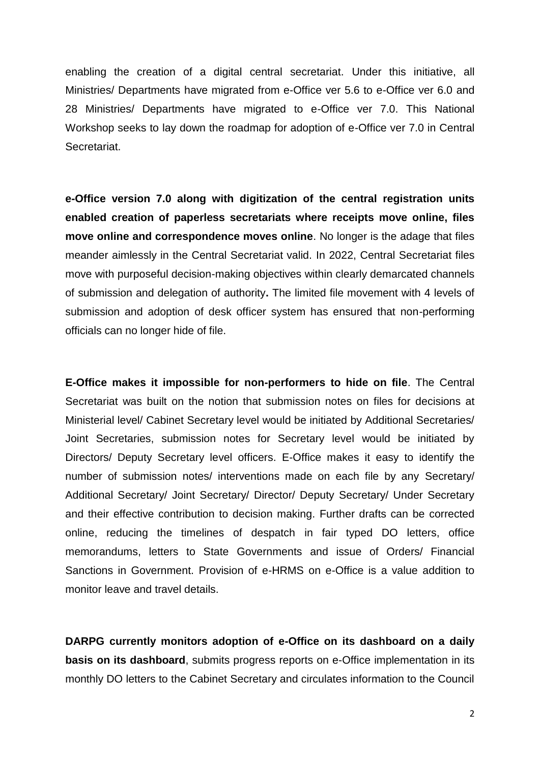enabling the creation of a digital central secretariat. Under this initiative, all Ministries/ Departments have migrated from e-Office ver 5.6 to e-Office ver 6.0 and 28 Ministries/ Departments have migrated to e-Office ver 7.0. This National Workshop seeks to lay down the roadmap for adoption of e-Office ver 7.0 in Central Secretariat.

**e-Office version 7.0 along with digitization of the central registration units enabled creation of paperless secretariats where receipts move online, files move online and correspondence moves online**. No longer is the adage that files meander aimlessly in the Central Secretariat valid. In 2022, Central Secretariat files move with purposeful decision-making objectives within clearly demarcated channels of submission and delegation of authority**.** The limited file movement with 4 levels of submission and adoption of desk officer system has ensured that non-performing officials can no longer hide of file.

**E-Office makes it impossible for non-performers to hide on file**. The Central Secretariat was built on the notion that submission notes on files for decisions at Ministerial level/ Cabinet Secretary level would be initiated by Additional Secretaries/ Joint Secretaries, submission notes for Secretary level would be initiated by Directors/ Deputy Secretary level officers. E-Office makes it easy to identify the number of submission notes/ interventions made on each file by any Secretary/ Additional Secretary/ Joint Secretary/ Director/ Deputy Secretary/ Under Secretary and their effective contribution to decision making. Further drafts can be corrected online, reducing the timelines of despatch in fair typed DO letters, office memorandums, letters to State Governments and issue of Orders/ Financial Sanctions in Government. Provision of e-HRMS on e-Office is a value addition to monitor leave and travel details.

**DARPG currently monitors adoption of e-Office on its dashboard on a daily basis on its dashboard**, submits progress reports on e-Office implementation in its monthly DO letters to the Cabinet Secretary and circulates information to the Council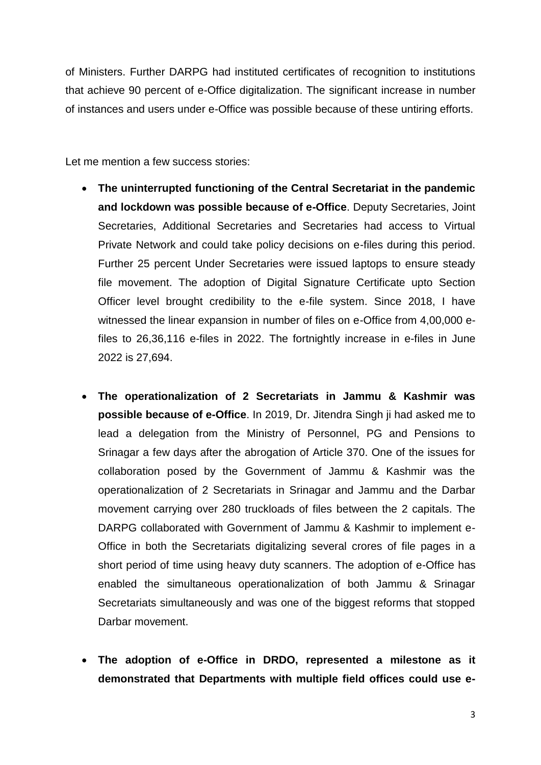of Ministers. Further DARPG had instituted certificates of recognition to institutions that achieve 90 percent of e-Office digitalization. The significant increase in number of instances and users under e-Office was possible because of these untiring efforts.

Let me mention a few success stories:

- **The uninterrupted functioning of the Central Secretariat in the pandemic and lockdown was possible because of e-Office**. Deputy Secretaries, Joint Secretaries, Additional Secretaries and Secretaries had access to Virtual Private Network and could take policy decisions on e-files during this period. Further 25 percent Under Secretaries were issued laptops to ensure steady file movement. The adoption of Digital Signature Certificate upto Section Officer level brought credibility to the e-file system. Since 2018, I have witnessed the linear expansion in number of files on e-Office from 4,00,000 e-files to 26,36,116 e-files in 2022. The fortnightly increase in e-files in June 2022 is 27,694.

- **The operationalization of 2 Secretariats in Jammu & Kashmir was possible because of e-Office**. In 2019, Dr. Jitendra Singh ji had asked me to lead a delegation from the Ministry of Personnel, PG and Pensions to Srinagar a few days after the abrogation of Article 370. One of the issues for collaboration posed by the Government of Jammu & Kashmir was the operationalization of 2 Secretariats in Srinagar and Jammu and the Darbar movement carrying over 280 truckloads of files between the 2 capitals. The DARPG collaborated with Government of Jammu & Kashmir to implement e-Office in both the Secretariats digitalizing several crores of file pages in a short period of time using heavy duty scanners. The adoption of e-Office has enabled the simultaneous operationalization of both Jammu & Srinagar Secretariats simultaneously and was one of the biggest reforms that stopped Darbar movement.

- **The adoption of e-Office in DRDO, represented a milestone as it demonstrated that Departments with multiple field offices could use e-**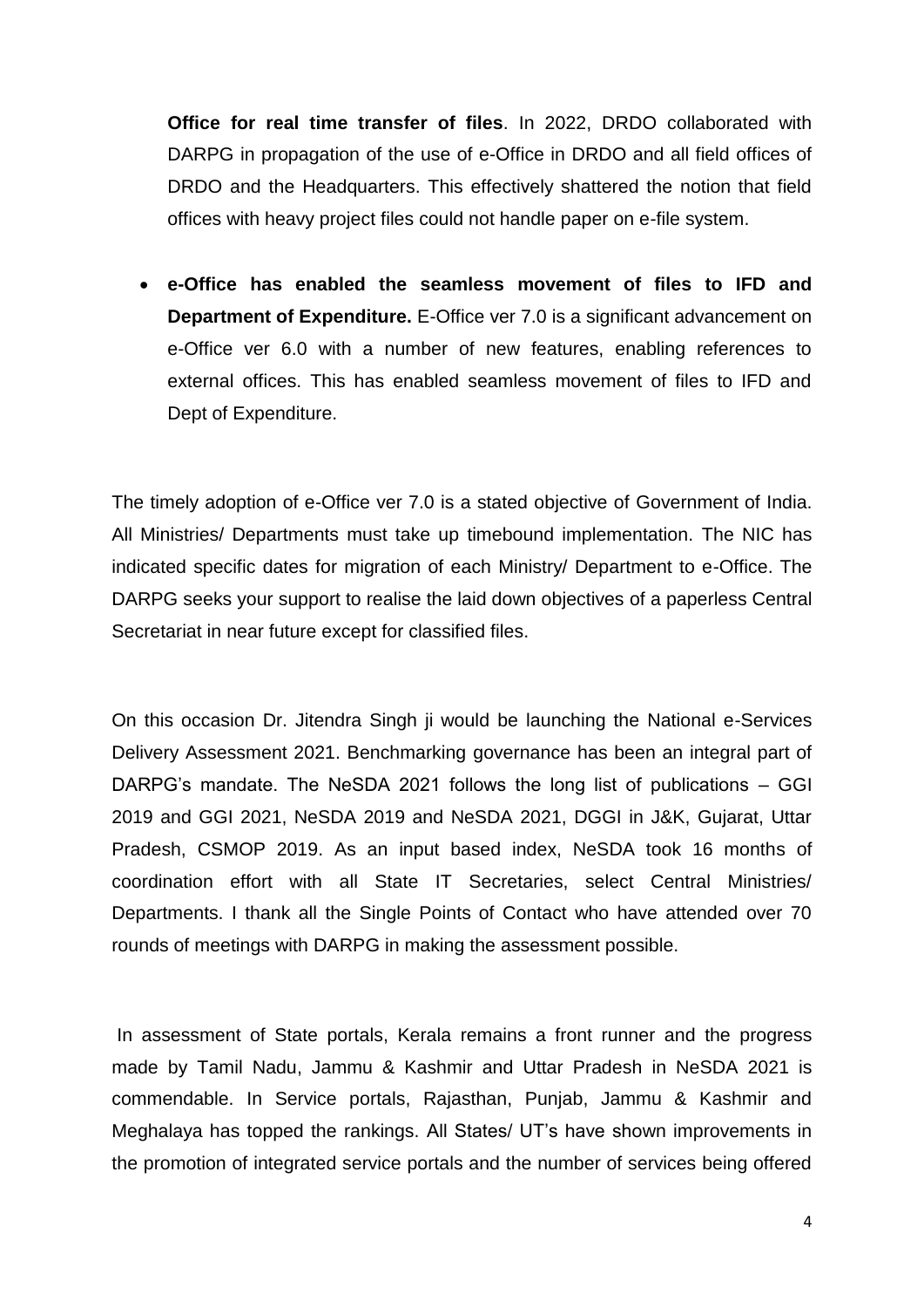**Office for real time transfer of files**. In 2022, DRDO collaborated with DARPG in propagation of the use of e-Office in DRDO and all field offices of DRDO and the Headquarters. This effectively shattered the notion that field offices with heavy project files could not handle paper on e-file system.

- **e-Office has enabled the seamless movement of files to IFD and Department of Expenditure.** E-Office ver 7.0 is a significant advancement on e-Office ver 6.0 with a number of new features, enabling references to external offices. This has enabled seamless movement of files to IFD and Dept of Expenditure.

The timely adoption of e-Office ver 7.0 is a stated objective of Government of India. All Ministries/ Departments must take up timebound implementation. The NIC has indicated specific dates for migration of each Ministry/ Department to e-Office. The DARPG seeks your support to realise the laid down objectives of a paperless Central Secretariat in near future except for classified files.

On this occasion Dr. Jitendra Singh ji would be launching the National e-Services Delivery Assessment 2021. Benchmarking governance has been an integral part of DARPG's mandate. The NeSDA 2021 follows the long list of publications – GGI 2019 and GGI 2021, NeSDA 2019 and NeSDA 2021, DGGI in J&K, Gujarat, Uttar Pradesh, CSMOP 2019. As an input based index, NeSDA took 16 months of coordination effort with all State IT Secretaries, select Central Ministries/ Departments. I thank all the Single Points of Contact who have attended over 70 rounds of meetings with DARPG in making the assessment possible.

In assessment of State portals, Kerala remains a front runner and the progress made by Tamil Nadu, Jammu & Kashmir and Uttar Pradesh in NeSDA 2021 is commendable. In Service portals, Rajasthan, Punjab, Jammu & Kashmir and Meghalaya has topped the rankings. All States/ UT's have shown improvements in the promotion of integrated service portals and the number of services being offered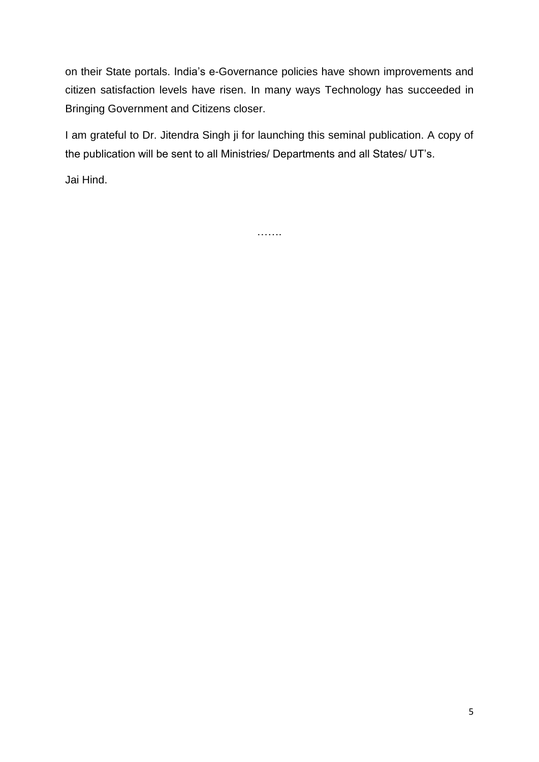on their State portals. India's e-Governance policies have shown improvements and citizen satisfaction levels have risen. In many ways Technology has succeeded in Bringing Government and Citizens closer.

I am grateful to Dr. Jitendra Singh ji for launching this seminal publication. A copy of the publication will be sent to all Ministries/ Departments and all States/ UT's.

Jai Hind.

…….